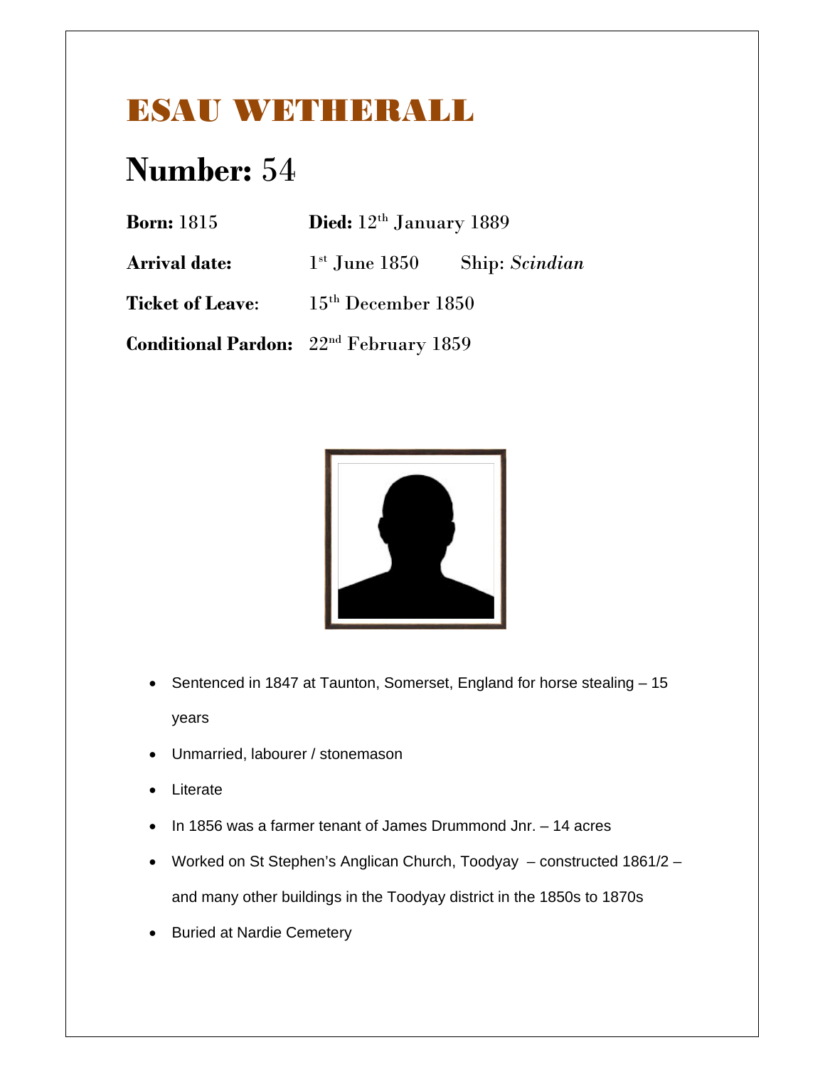# ESAU WETHERALL

## **Number:** 54

**Born:** 1815 **Died:** 12th January 1889

**Arrival date:** 1st June 1850 Ship: *Scindian*

**Ticket of Leave**: 15th December 1850

**Conditional Pardon:** 22nd February 1859

- Sentenced in 1847 at Taunton, Somerset, England for horse stealing – 15 years
- Unmarried, labourer / stonemason
- Literate
- In 1856 was a farmer tenant of James Drummond Jnr. – 14 acres
- Worked on St Stephen's Anglican Church, Toodyay – constructed 1861/2 – and many other buildings in the Toodyay district in the 1850s to 1870s
- Buried at Nardie Cemetery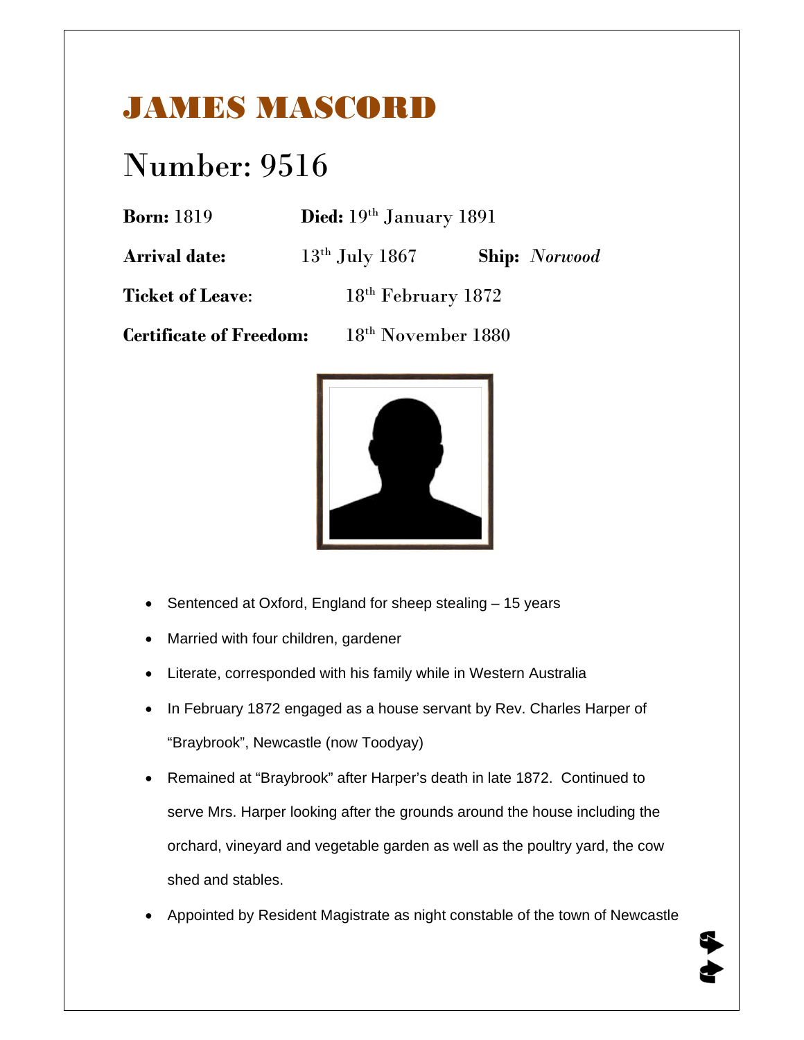# JAMES MASCORD

## Number: 9516

**Born:** 1819 **Died:** 19th January 1891

**Arrival date:** 13th July 1867 **Ship:** *Norwood*

**Ticket of Leave**: 18th February 1872

**Certificate of Freedom:** 18th November 1880

- Sentenced at Oxford, England for sheep stealing – 15 years
- Married with four children, gardener
- Literate, corresponded with his family while in Western Australia
- In February 1872 engaged as a house servant by Rev. Charles Harper of "Braybrook", Newcastle (now Toodyay)
- Remained at "Braybrook" after Harper's death in late 1872. Continued to serve Mrs. Harper looking after the grounds around the house including the orchard, vineyard and vegetable garden as well as the poultry yard, the cow shed and stables.
- Appointed by Resident Magistrate as night constable of the town of Newcastle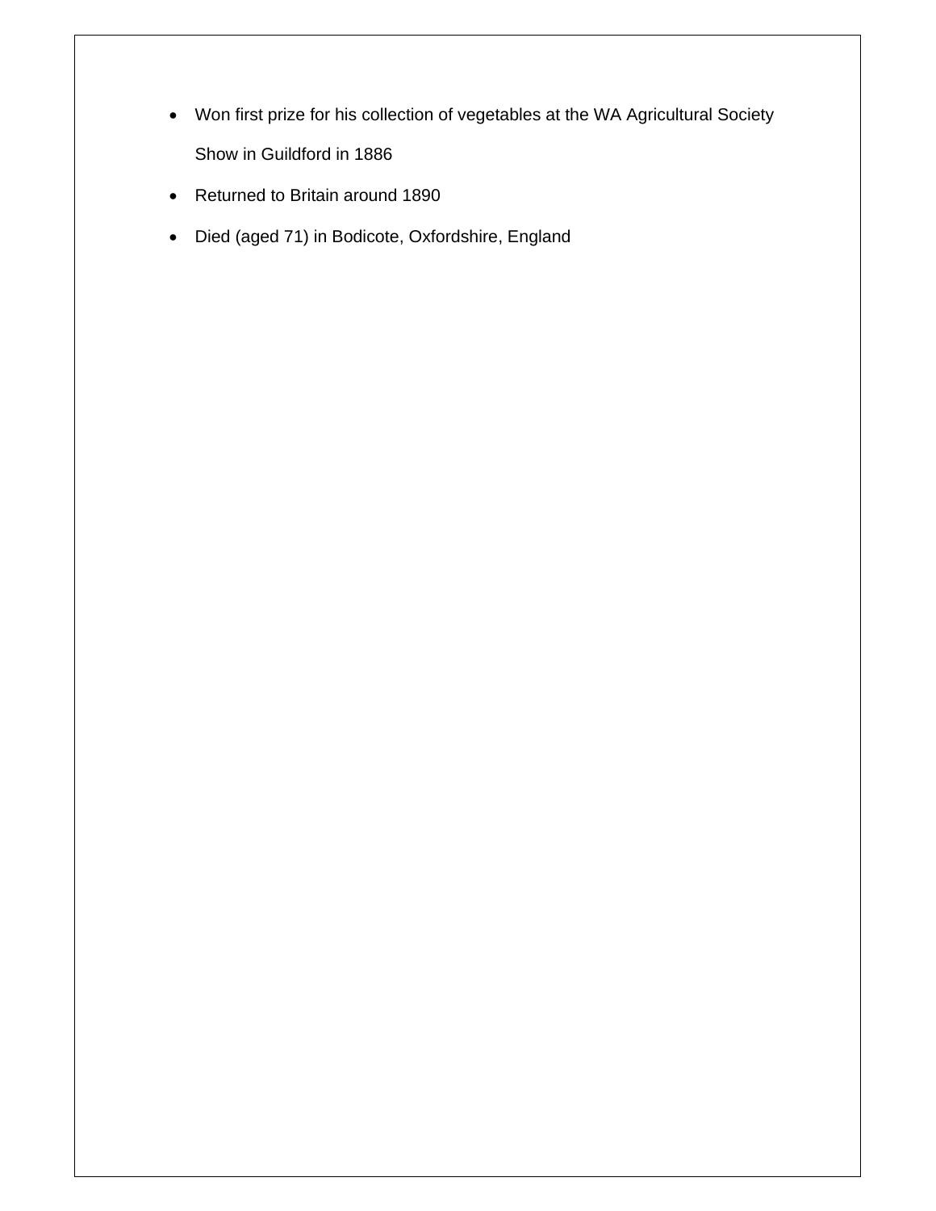- Won first prize for his collection of vegetables at the WA Agricultural Society Show in Guildford in 1886
- Returned to Britain around 1890
- Died (aged 71) in Bodicote, Oxfordshire, England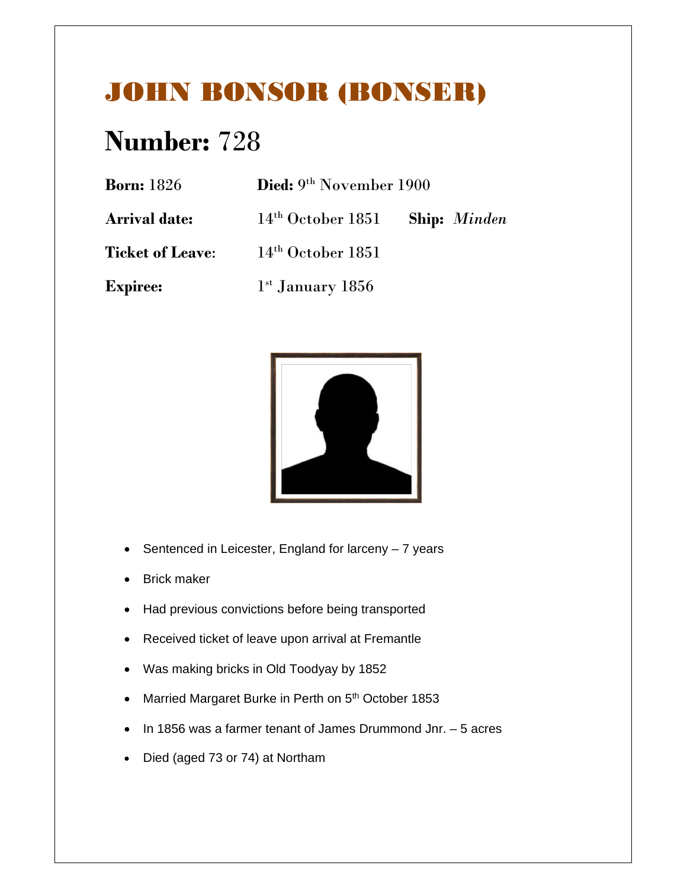# JOHN BONSOR (BONSER)

## Number: 728

**Born:** 1826 **Died:** 9th November 1900

**Arrival date:** 14th October 1851 **Ship:** *Minden*

**Ticket of Leave**: 14th October 1851

**Expiree:** 1st January 1856

- Sentenced in Leicester, England for larceny – 7 years
- Brick maker
- Had previous convictions before being transported
- Received ticket of leave upon arrival at Fremantle
- Was making bricks in Old Toodyay by 1852
- Married Margaret Burke in Perth on 5th October 1853
- In 1856 was a farmer tenant of James Drummond Jnr. – 5 acres
- Died (aged 73 or 74) at Northam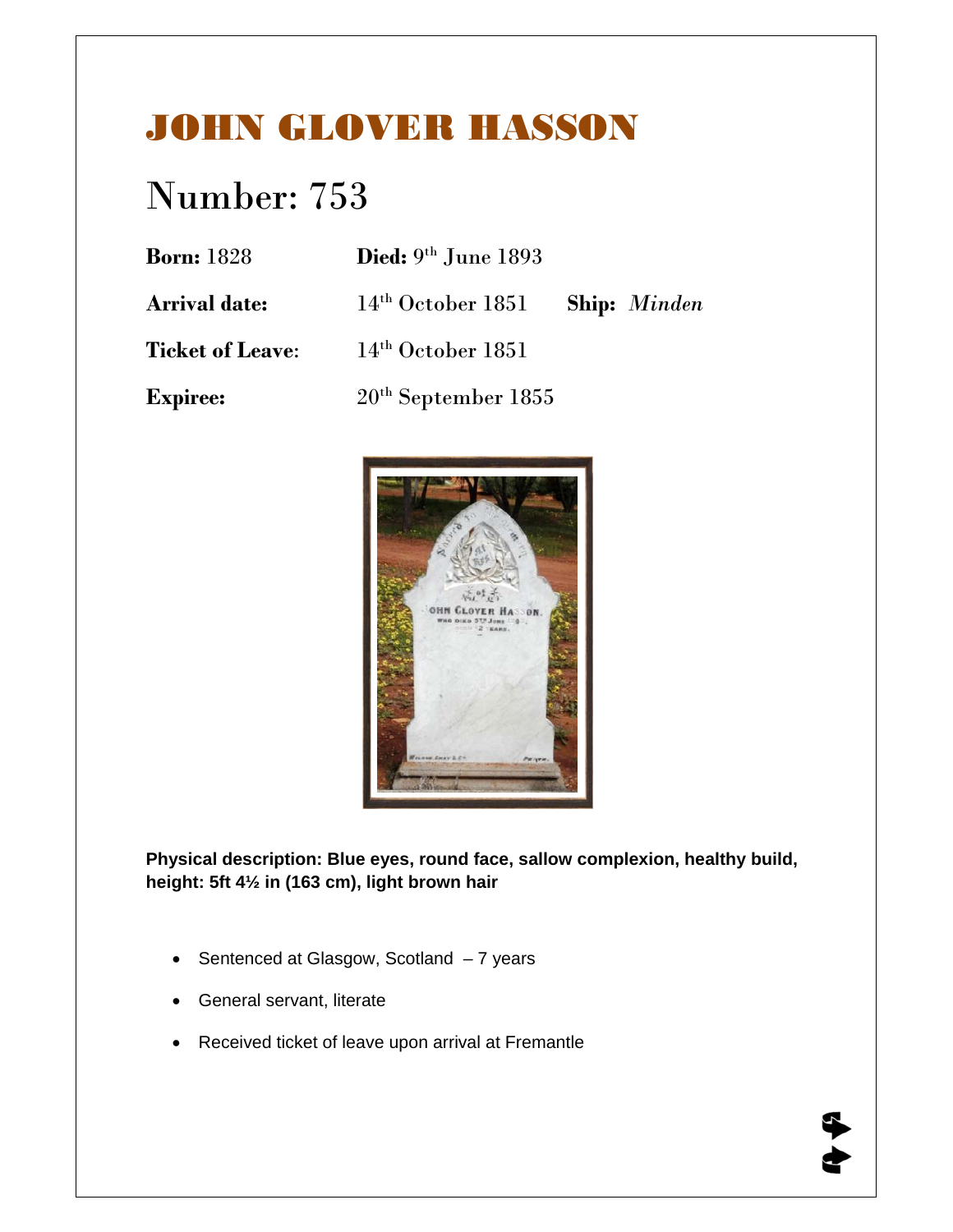# JOHN GLOVER HASSON

## Number: 753

**Born:** 1828 **Died:** 9th June 1893

**Arrival date:** 14th October 1851 **Ship:** *Minden*

**Ticket of Leave**: 14th October 1851

**Expiree:** 20th September 1855

**Physical description: Blue eyes, round face, sallow complexion, healthy build, height: 5ft 4½ in (163 cm), light brown hair**

- Sentenced at Glasgow, Scotland – 7 years
- General servant, literate
- Received ticket of leave upon arrival at Fremantle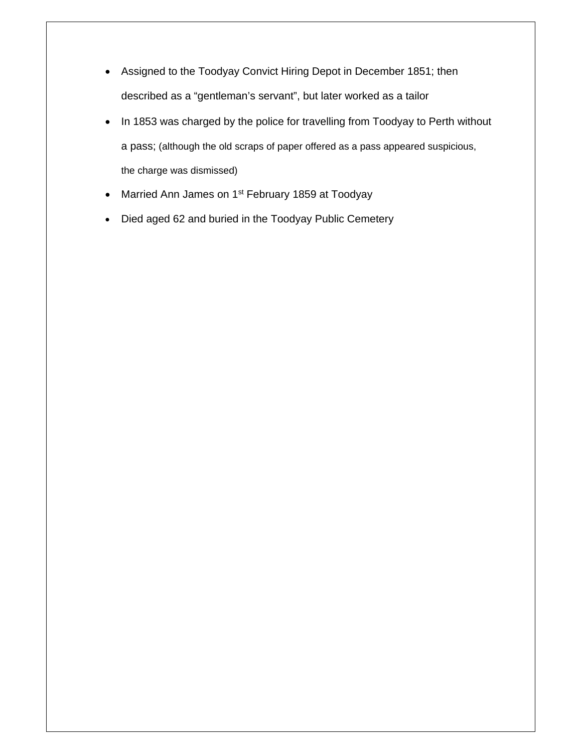- Assigned to the Toodyay Convict Hiring Depot in December 1851; then described as a "gentleman's servant", but later worked as a tailor
- In 1853 was charged by the police for travelling from Toodyay to Perth without a pass; (although the old scraps of paper offered as a pass appeared suspicious, the charge was dismissed)
- Married Ann James on 1st February 1859 at Toodyay
- Died aged 62 and buried in the Toodyay Public Cemetery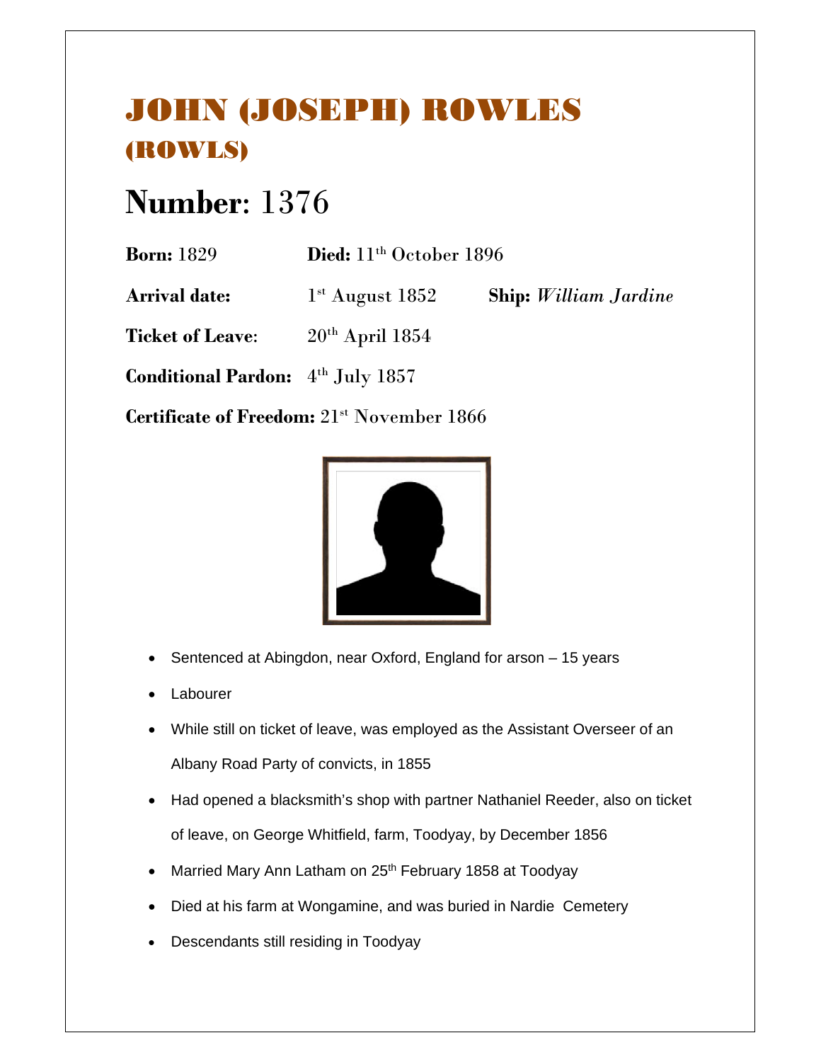# JOHN (JOSEPH) ROWLES (ROWLS)

## Number: 1376

**Born:** 1829 **Died:** 11th October 1896

**Arrival date:** 1st August 1852 **Ship:** *William Jardine*

**Ticket of Leave**: 20th April 1854

**Conditional Pardon:** 4th July 1857

**Certificate of Freedom:** 21st November 1866

- Sentenced at Abingdon, near Oxford, England for arson – 15 years
- Labourer
- While still on ticket of leave, was employed as the Assistant Overseer of an Albany Road Party of convicts, in 1855
- Had opened a blacksmith's shop with partner Nathaniel Reeder, also on ticket of leave, on George Whitfield, farm, Toodyay, by December 1856
- Married Mary Ann Latham on 25th February 1858 at Toodyay
- Died at his farm at Wongamine, and was buried in Nardie Cemetery
- Descendants still residing in Toodyay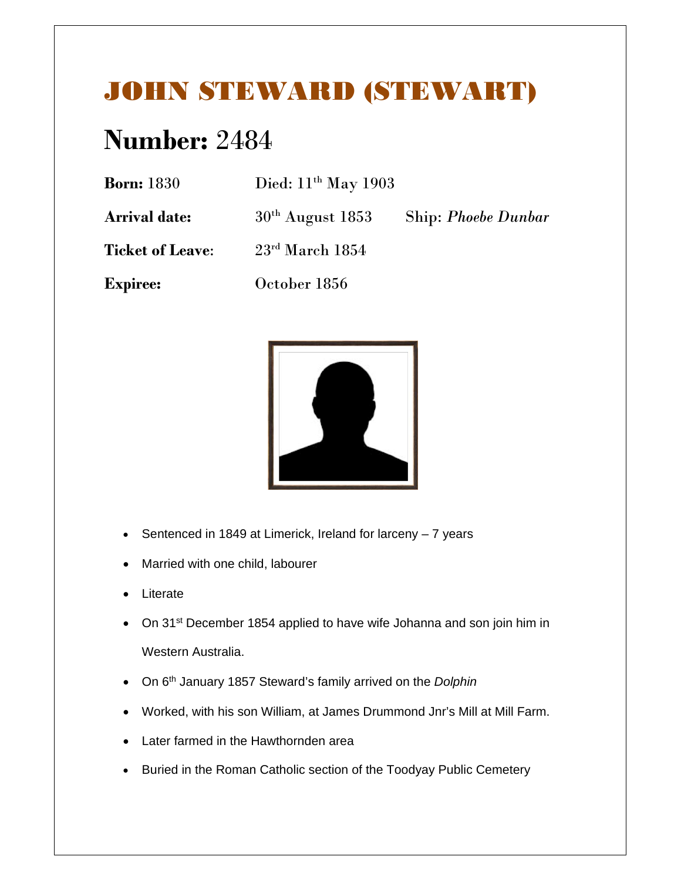# JOHN STEWARD (STEWART)

## **Number:** 2484

**Born:** 1830 Died: 11th May 1903

**Arrival date:** 30th August 1853 Ship: *Phoebe Dunbar*

**Ticket of Leave**: 23rd March 1854

**Expiree:** October 1856

- Sentenced in 1849 at Limerick, Ireland for larceny – 7 years
- Married with one child, labourer
- Literate
- On 31st December 1854 applied to have wife Johanna and son join him in Western Australia.
- On 6th January 1857 Steward's family arrived on the *Dolphin*
- Worked, with his son William, at James Drummond Jnr's Mill at Mill Farm.
- Later farmed in the Hawthornden area
- Buried in the Roman Catholic section of the Toodyay Public Cemetery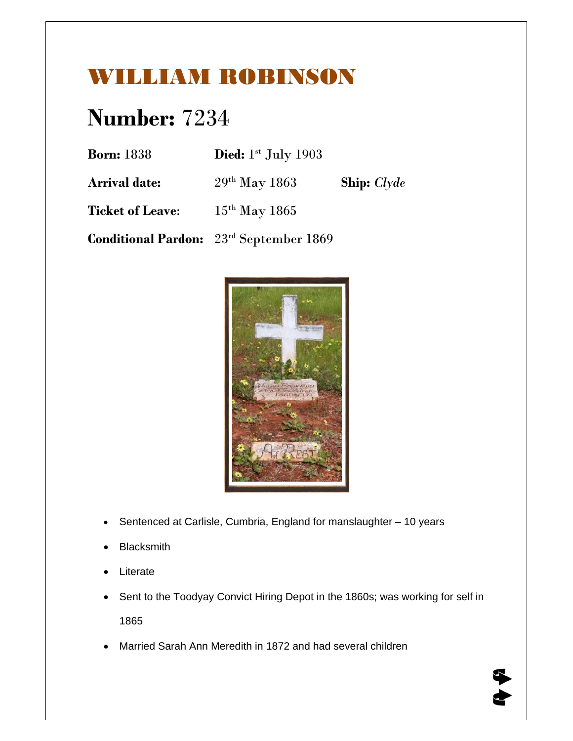# WILLIAM ROBINSON

## Number: 7234

**Born:** 1838 **Died:** 1st July 1903

**Arrival date:** 29th May 1863 **Ship:** *Clyde*

**Ticket of Leave**: 15th May 1865

**Conditional Pardon:** 23rd September 1869

- Sentenced at Carlisle, Cumbria, England for manslaughter – 10 years
- Blacksmith
- Literate
- Sent to the Toodyay Convict Hiring Depot in the 1860s; was working for self in 1865
- Married Sarah Ann Meredith in 1872 and had several children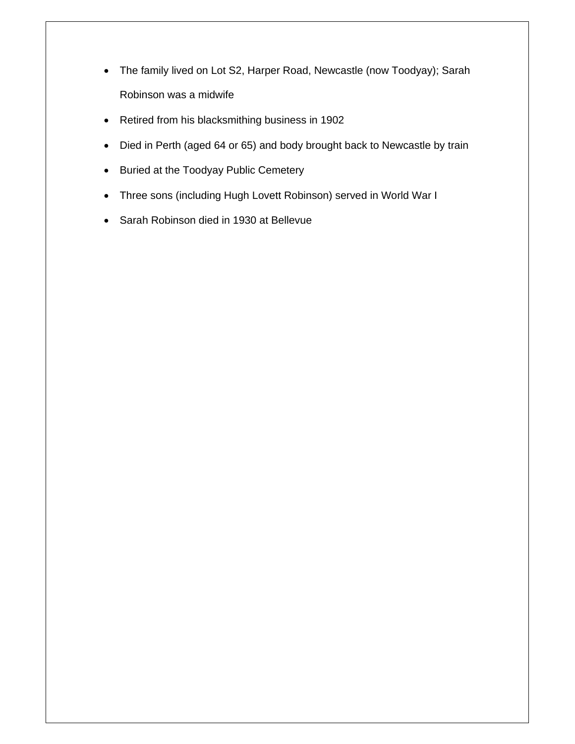- The family lived on Lot S2, Harper Road, Newcastle (now Toodyay); Sarah Robinson was a midwife
- Retired from his blacksmithing business in 1902
- Died in Perth (aged 64 or 65) and body brought back to Newcastle by train
- Buried at the Toodyay Public Cemetery
- Three sons (including Hugh Lovett Robinson) served in World War I
- Sarah Robinson died in 1930 at Bellevue